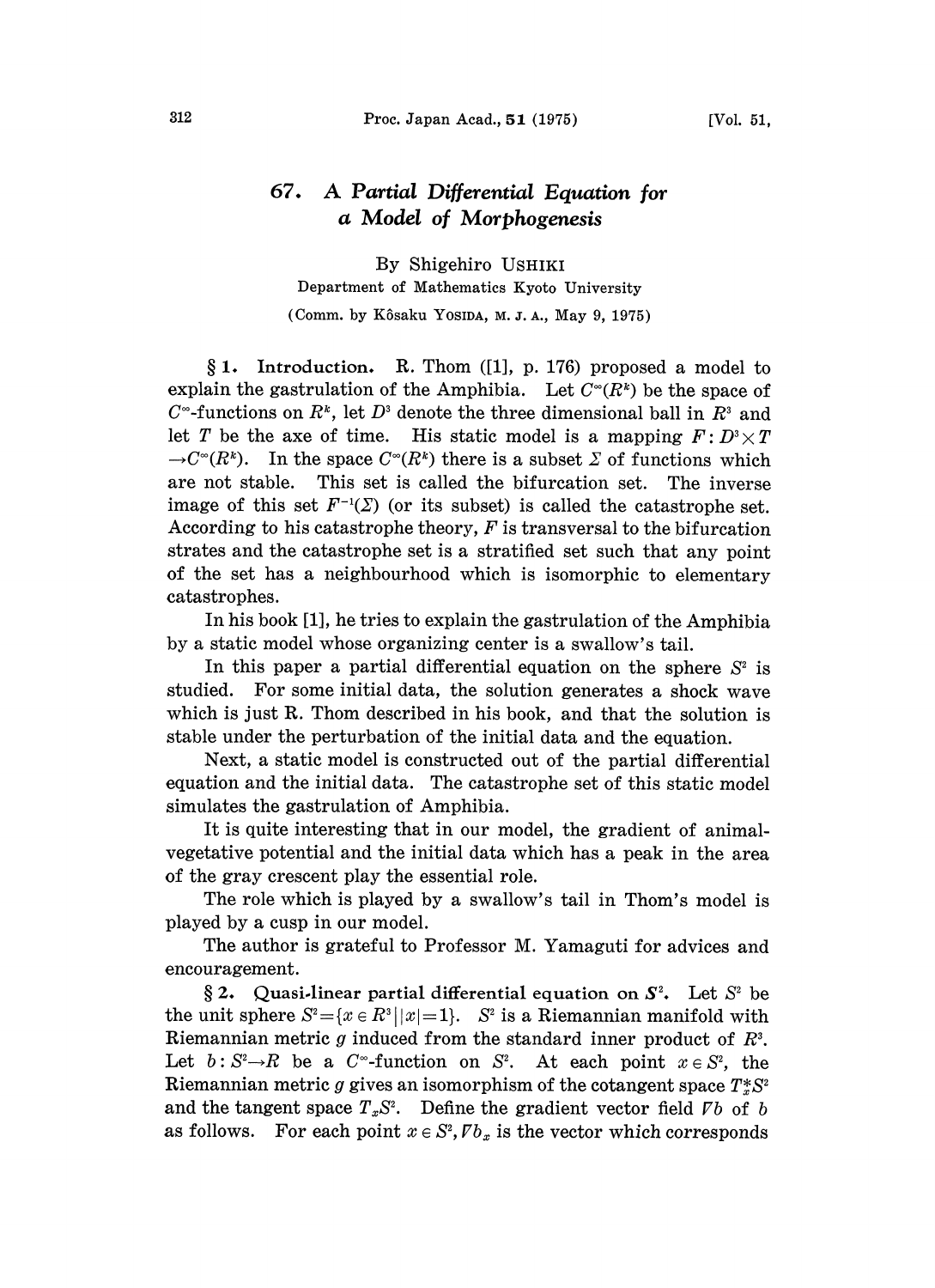# 67. *A Partial Differential Equation for a Model of Morphogenesis*

By Shigehiro USHIKI

Department of Mathematics Kyoto University

(Comm. by Kôsaku YOSIDA, M. J. A., May 9, 1975)

**§ 1. Introduction.** R. Thom ([1], p. 176) proposed a model to explain the gastrulation of the Amphibia. Let $C^\infty(R^k)$ be the space of $C^\infty$-functions on $R^k$, let $D^3$ denote the three dimensional ball in $R^3$ and let $T$ be the axe of time. His static model is a mapping $F: D^3 \times T \to C^\infty(R^k)$. In the space $C^\infty(R^k)$ there is a subset $\Sigma$ of functions which are not stable. This set is called the bifurcation set. The inverse image of this set $F^{-1}(\Sigma)$ (or its subset) is called the catastrophe set. According to his catastrophe theory, $F$ is transversal to the bifurcation strates and the catastrophe set is a stratified set such that any point of the set has a neighbourhood which is isomorphic to elementary catastrophes.

In his book [1], he tries to explain the gastrulation of the Amphibia by a static model whose organizing center is a swallow's tail.

In this paper a partial differential equation on the sphere $S^2$ is studied. For some initial data, the solution generates a shock wave which is just R. Thom described in his book, and that the solution is stable under the perturbation of the initial data and the equation.

Next, a static model is constructed out of the partial differential equation and the initial data. The catastrophe set of this static model simulates the gastrulation of Amphibia.

It is quite interesting that in our model, the gradient of animal-vegetative potential and the initial data which has a peak in the area of the gray crescent play the essential role.

The role which is played by a swallow's tail in Thom's model is played by a cusp in our model.

The author is grateful to Professor M. Yamaguti for advices and encouragement.

**§ 2. Quasi-linear partial differential equation on $S^2$.** Let $S^2$ be the unit sphere $S^2 = \{x \in R^3 \mid |x| = 1\}$. $S^2$ is a Riemannian manifold with Riemannian metric $g$ induced from the standard inner product of $R^3$. Let $b: S^2 \to R$ be a $C^\infty$-function on $S^2$. At each point $x \in S^2$, the Riemannian metric $g$ gives an isomorphism of the cotangent space $T_x^*S^2$ and the tangent space $T_xS^2$. Define the gradient vector field $\nabla b$ of $b$ as follows. For each point $x \in S^2$, $\nabla b_x$ is the vector which corresponds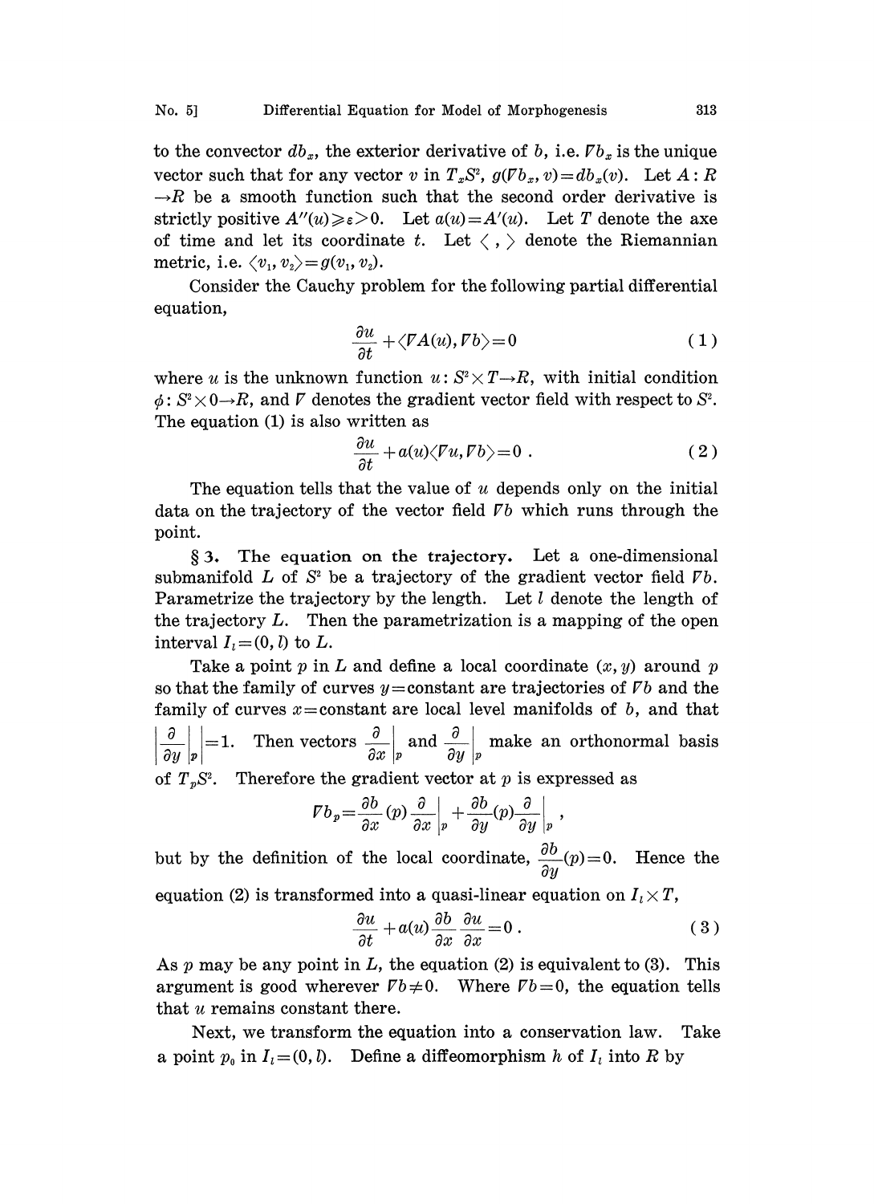to the convector $db_x$, the exterior derivative of $b$, i.e. $\nabla b_x$ is the unique vector such that for any vector $v$ in $T_xS^2$, $g(\nabla b_x, v) = db_x(v)$. Let $A: R \to R$ be a smooth function such that the second order derivative is strictly positive $A''(u) \geqslant \varepsilon > 0$. Let $a(u) = A'(u)$. Let $T$ denote the axe of time and let its coordinate $t$. Let $\langle\ ,\ \rangle$ denote the Riemannian metric, i.e. $\langle v_1, v_2 \rangle = g(v_1, v_2)$.

Consider the Cauchy problem for the following partial differential equation,

$$\frac{\partial u}{\partial t} + \langle \nabla A(u), \nabla b \rangle = 0 \tag{1}$$

where $u$ is the unknown function $u: S^2 \times T \to R$, with initial condition $\phi: S^2 \times 0 \to R$, and $\nabla$ denotes the gradient vector field with respect to $S^2$. The equation (1) is also written as

$$\frac{\partial u}{\partial t} + a(u) \langle \nabla u, \nabla b \rangle = 0 \ . \tag{2}$$

The equation tells that the value of $u$ depends only on the initial data on the trajectory of the vector field $\nabla b$ which runs through the point.

**§ 3. The equation on the trajectory.** Let a one-dimensional submanifold $L$ of $S^2$ be a trajectory of the gradient vector field $\nabla b$. Parametrize the trajectory by the length. Let $l$ denote the length of the trajectory $L$. Then the parametrization is a mapping of the open interval $I_l = (0, l)$ to $L$.

Take a point $p$ in $L$ and define a local coordinate $(x, y)$ around $p$ so that the family of curves $y =$ constant are trajectories of $\nabla b$ and the family of curves $x =$ constant are local level manifolds of $b$, and that $\left| \frac{\partial}{\partial y}\Big|_p \right| = 1$. Then vectors $\frac{\partial}{\partial x}\Big|_p$ and $\frac{\partial}{\partial y}\Big|_p$ make an orthonormal basis of $T_pS^2$. Therefore the gradient vector at $p$ is expressed as

$$\nabla b_p = \frac{\partial b}{\partial x}(p) \frac{\partial}{\partial x}\Big|_p + \frac{\partial b}{\partial y}(p) \frac{\partial}{\partial y}\Big|_p \ ,$$

but by the definition of the local coordinate, $\frac{\partial b}{\partial y}(p) = 0$. Hence the equation (2) is transformed into a quasi-linear equation on $I_l \times T$,

$$\frac{\partial u}{\partial t} + a(u) \frac{\partial b}{\partial x} \frac{\partial u}{\partial x} = 0 \ . \tag{3}$$

As $p$ may be any point in $L$, the equation (2) is equivalent to (3). This argument is good wherever $\nabla b \neq 0$. Where $\nabla b = 0$, the equation tells that $u$ remains constant there.

Next, we transform the equation into a conservation law. Take a point $p_0$ in $I_l = (0, l)$. Define a diffeomorphism $h$ of $I_l$ into $R$ by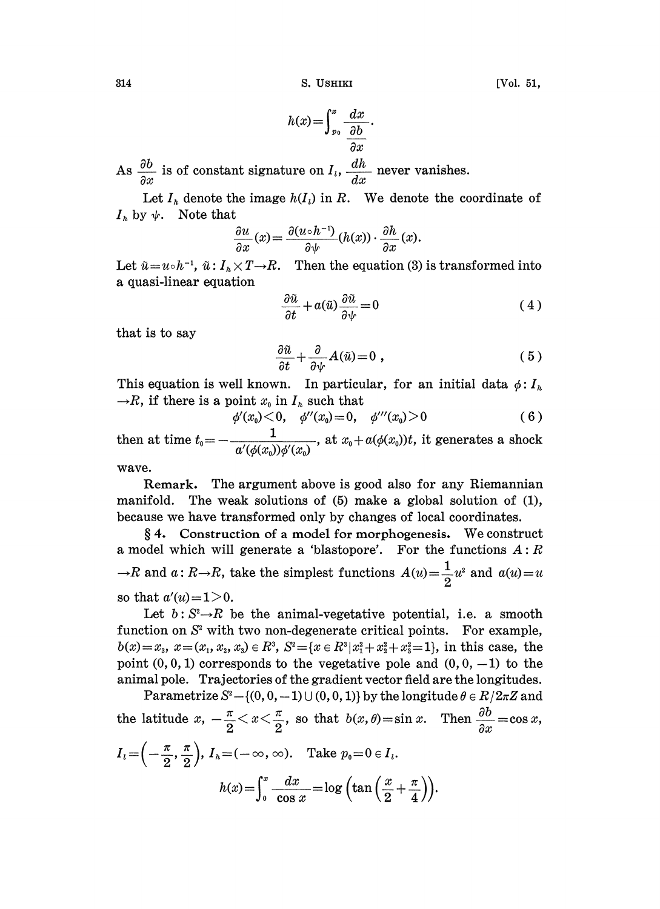$$h(x)=\int_{p_0}^{x} \frac{dx}{\dfrac{\partial b}{\partial x}}.$$

As $\dfrac{\partial b}{\partial x}$ is of constant signature on $I_l$, $\dfrac{dh}{dx}$ never vanishes.

Let $I_h$ denote the image $h(I_l)$ in $R$. We denote the coordinate of $I_h$ by $\psi$. Note that

$$\frac{\partial u}{\partial x}(x)=\frac{\partial(u\circ h^{-1})}{\partial \psi}(h(x))\cdot\frac{\partial h}{\partial x}(x).$$

Let $\tilde{u}=u\circ h^{-1}$, $\tilde{u}: I_h\times T\to R$. Then the equation (3) is transformed into a quasi-linear equation

$$\frac{\partial \tilde{u}}{\partial t}+a(\tilde{u})\frac{\partial \tilde{u}}{\partial \psi}=0 \tag{4}$$

that is to say

$$\frac{\partial \tilde{u}}{\partial t}+\frac{\partial}{\partial \psi}A(\tilde{u})=0\ , \tag{5}$$

This equation is well known. In particular, for an initial data $\phi: I_h \to R$, if there is a point $x_0$ in $I_h$ such that

$$\phi'(x_0)<0,\quad \phi''(x_0)=0,\quad \phi'''(x_0)>0 \tag{6}$$

then at time $t_0=-\dfrac{1}{a'(\phi(x_0))\phi'(x_0)}$, at $x_0+a(\phi(x_0))t$, it generates a shock wave.

**Remark.** The argument above is good also for any Riemannian manifold. The weak solutions of (5) make a global solution of (1), because we have transformed only by changes of local coordinates.

**§ 4. Construction of a model for morphogenesis.** We construct a model which will generate a 'blastopore'. For the functions $A: R \to R$ and $a: R\to R$, take the simplest functions $A(u)=\frac{1}{2}u^2$ and $a(u)=u$ so that $a'(u)=1>0$.

Let $b: S^2\to R$ be the animal-vegetative potential, i.e. a smooth function on $S^2$ with two non-degenerate critical points. For example, $b(x)=x_3$, $x=(x_1,x_2,x_3)\in R^3$, $S^2=\{x\in R^3 \mid x_1^2+x_2^2+x_3^2=1\}$, in this case, the point $(0,0,1)$ corresponds to the vegetative pole and $(0,0,-1)$ to the animal pole. Trajectories of the gradient vector field are the longitudes.

Parametrize $S^2-\{(0,0,-1)\cup(0,0,1)\}$ by the longitude $\theta\in R/2\pi Z$ and the latitude $x$, $-\frac{\pi}{2}<x<\frac{\pi}{2}$, so that $b(x,\theta)=\sin x$. Then $\dfrac{\partial b}{\partial x}=\cos x$, $I_l=\left(-\frac{\pi}{2},\frac{\pi}{2}\right)$, $I_h=(-\infty,\infty)$. Take $p_0=0\in I_l$.

$$h(x)=\int_0^x \frac{dx}{\cos x}=\log\left(\tan\left(\frac{x}{2}+\frac{\pi}{4}\right)\right).$$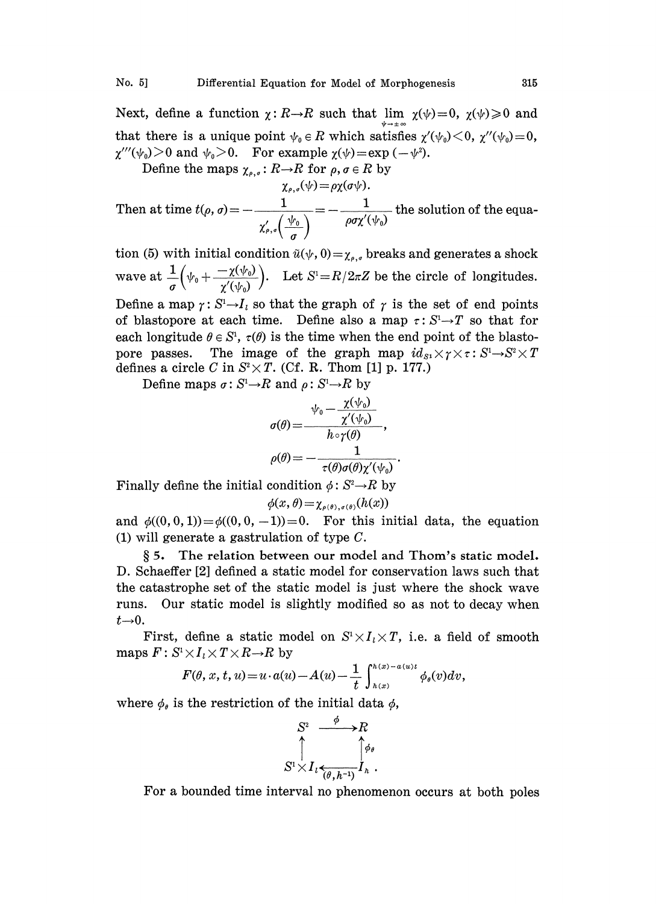Next, define a function $\chi: R \to R$ such that $\lim_{\psi \to \pm\infty} \chi(\psi) = 0$, $\chi(\psi) \geqslant 0$ and that there is a unique point $\psi_0 \in R$ which satisfies $\chi'(\psi_0) < 0$, $\chi''(\psi_0) = 0$, $\chi'''(\psi_0) > 0$ and $\psi_0 > 0$. For example $\chi(\psi) = \exp(-\psi^2)$.

Define the maps $\chi_{\rho,\sigma}: R \to R$ for $\rho, \sigma \in R$ by

$$\chi_{\rho,\sigma}(\psi) = \rho\chi(\sigma\psi).$$

Then at time $t(\rho, \sigma) = -\dfrac{1}{\chi'_{\rho,\sigma}\left(\dfrac{\psi_0}{\sigma}\right)} = -\dfrac{1}{\rho\sigma\chi'(\psi_0)}$ the solution of the equation (5) with initial condition $\tilde{u}(\psi, 0) = \chi_{\rho,\sigma}$ breaks and generates a shock wave at $\dfrac{1}{\sigma}\left(\psi_0 + \dfrac{-\chi(\psi_0)}{\chi'(\psi_0)}\right)$. Let $S^1 = R/2\pi Z$ be the circle of longitudes. Define a map $\gamma: S^1 \to I_l$ so that the graph of $\gamma$ is the set of end points of blastopore at each time. Define also a map $\tau: S^1 \to T$ so that for each longitude $\theta \in S^1$, $\tau(\theta)$ is the time when the end point of the blastopore passes. The image of the graph map $id_{S^1} \times \gamma \times \tau: S^1 \to S^2 \times T$ defines a circle $C$ in $S^2 \times T$. (Cf. R. Thom [1] p. 177.)

Define maps $\sigma: S^1 \to R$ and $\rho: S^1 \to R$ by

$$\sigma(\theta) = \frac{\psi_0 - \dfrac{\chi(\psi_0)}{\chi'(\psi_0)}}{h \circ \gamma(\theta)},$$

$$\rho(\theta) = -\frac{1}{\tau(\theta)\sigma(\theta)\chi'(\psi_0)}.$$

Finally define the initial condition $\phi: S^2 \to R$ by

$$\phi(x, \theta) = \chi_{\rho(\theta),\sigma(\theta)}(h(x))$$

and $\phi((0, 0, 1)) = \phi((0, 0, -1)) = 0$. For this initial data, the equation (1) will generate a gastrulation of type $C$.

**§ 5. The relation between our model and Thom's static model.** D. Schaeffer [2] defined a static model for conservation laws such that the catastrophe set of the static model is just where the shock wave runs. Our static model is slightly modified so as not to decay when $t \to 0$.

First, define a static model on $S^1 \times I_l \times T$, i.e. a field of smooth maps $F: S^1 \times I_l \times T \times R \to R$ by

$$F(\theta, x, t, u) = u \cdot a(u) - A(u) - \frac{1}{t}\int_{h(x)}^{h(x) - a(u)t} \phi_\theta(v)dv,$$

where $\phi_\theta$ is the restriction of the initial data $\phi$,

$$\begin{array}{ccc} S^2 & \xrightarrow{\ \phi\ } & R \\ \uparrow & & \uparrow \phi_\theta \\ S^1 \times I_l & \xleftarrow[(\theta, h^{-1})]{} & I_h \end{array}$$

For a bounded time interval no phenomenon occurs at both poles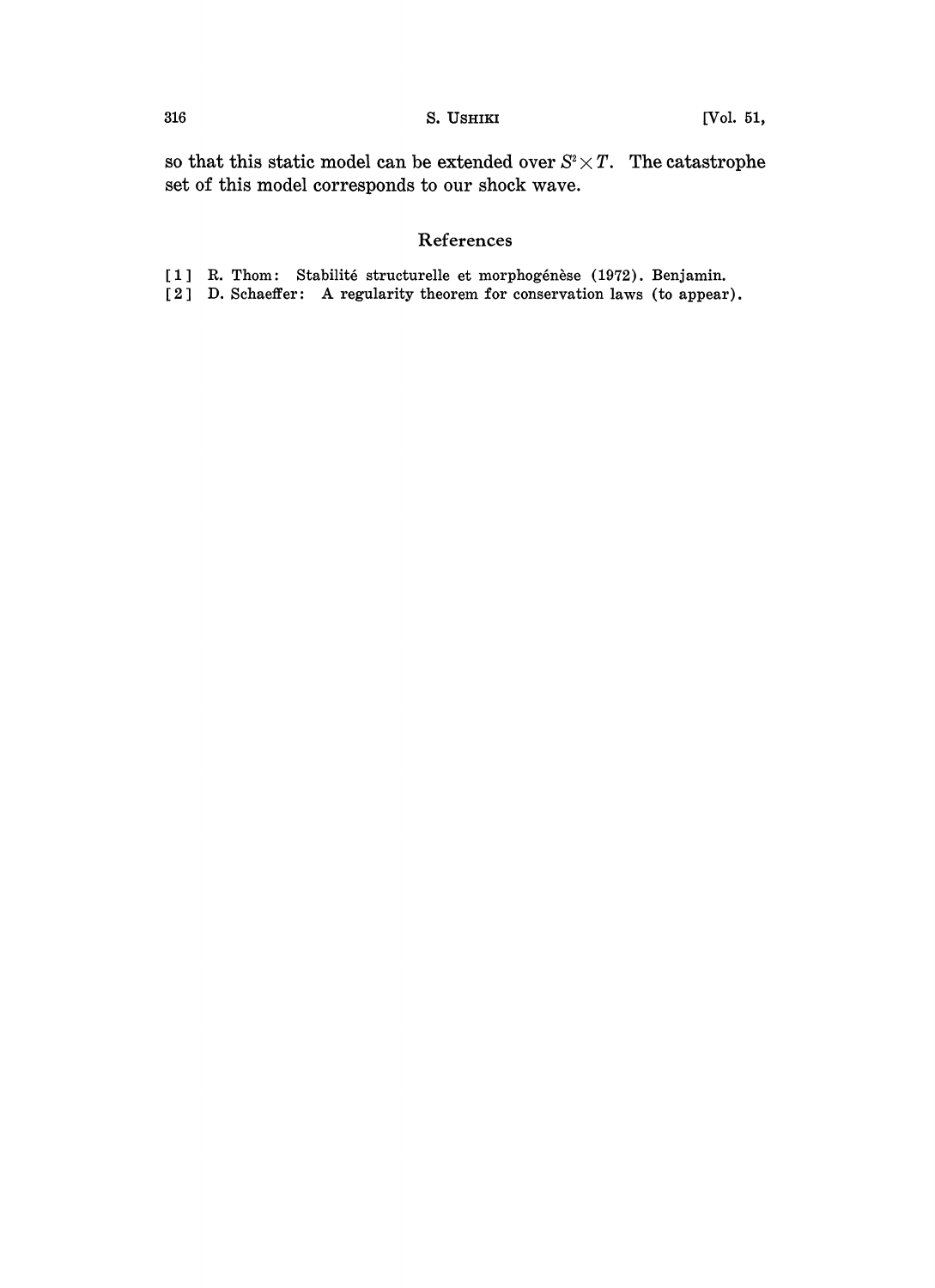so that this static model can be extended over $S^2 \times T$. The catastrophe set of this model corresponds to our shock wave.

## References

[1] R. Thom: Stabilité structurelle et morphogénèse (1972). Benjamin.

[2] D. Schaeffer: A regularity theorem for conservation laws (to appear).